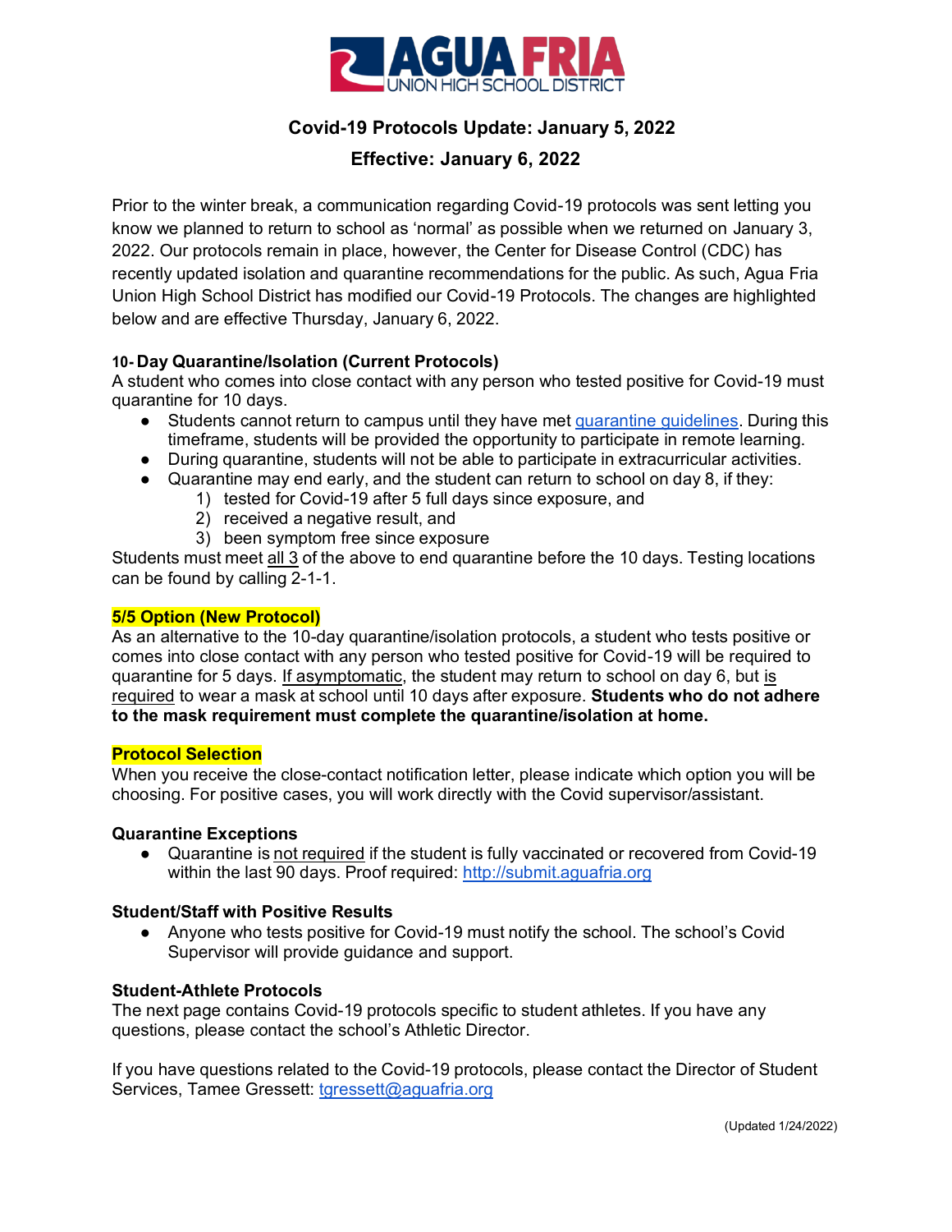# Covid-19 Protocols Update: January 5, 2022

## Effective: January 6, 2022

Prior to the winter break, a communication regarding Covid-19 protocols was sent letting you know we planned to return to school as 'normal' as possible when we returned on January 3, 2022. Our protocols remain in place, however, the Center for Disease Control (CDC) has recently updated isolation and quarantine recommendations for the public. As such, Agua Fria Union High School District has modified our Covid-19 Protocols. The changes are highlighted below and are effective Thursday, January 6, 2022.

### 10- Day Quarantine/Isolation (Current Protocols)

A student who comes into close contact with any person who tested positive for Covid-19 must quarantine for 10 days.

- Students cannot return to campus until they have met quarantine guidelines. During this timeframe, students will be provided the opportunity to participate in remote learning.
- During quarantine, students will not be able to participate in extracurricular activities.
- Quarantine may end early, and the student can return to school on day 8, if they:
  1) tested for Covid-19 after 5 full days since exposure, and
  2) received a negative result, and
  3) been symptom free since exposure

Students must meet all 3 of the above to end quarantine before the 10 days. Testing locations can be found by calling 2-1-1.

### 5/5 Option (New Protocol)

As an alternative to the 10-day quarantine/isolation protocols, a student who tests positive or comes into close contact with any person who tested positive for Covid-19 will be required to quarantine for 5 days. If asymptomatic, the student may return to school on day 6, but is required to wear a mask at school until 10 days after exposure. **Students who do not adhere to the mask requirement must complete the quarantine/isolation at home.**

### Protocol Selection

When you receive the close-contact notification letter, please indicate which option you will be choosing. For positive cases, you will work directly with the Covid supervisor/assistant.

### Quarantine Exceptions

- Quarantine is not required if the student is fully vaccinated or recovered from Covid-19 within the last 90 days. Proof required: http://submit.aguafria.org

### Student/Staff with Positive Results

- Anyone who tests positive for Covid-19 must notify the school. The school's Covid Supervisor will provide guidance and support.

### Student-Athlete Protocols

The next page contains Covid-19 protocols specific to student athletes. If you have any questions, please contact the school's Athletic Director.

If you have questions related to the Covid-19 protocols, please contact the Director of Student Services, Tamee Gressett: tgressett@aguafria.org

(Updated 1/24/2022)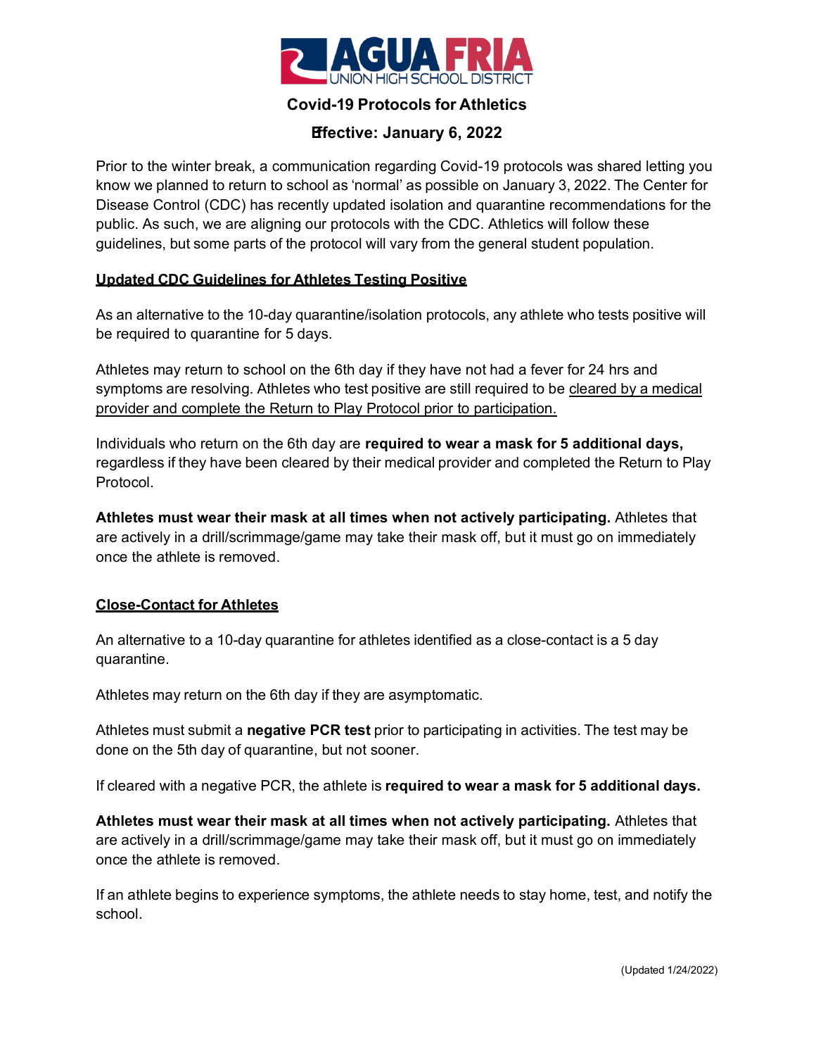AGUA FRIA UNION HIGH SCHOOL DISTRICT

# Covid-19 Protocols for Athletics

## Effective: January 6, 2022

Prior to the winter break, a communication regarding Covid-19 protocols was shared letting you know we planned to return to school as 'normal' as possible on January 3, 2022. The Center for Disease Control (CDC) has recently updated isolation and quarantine recommendations for the public. As such, we are aligning our protocols with the CDC. Athletics will follow these guidelines, but some parts of the protocol will vary from the general student population.

### Updated CDC Guidelines for Athletes Testing Positive

As an alternative to the 10-day quarantine/isolation protocols, any athlete who tests positive will be required to quarantine for 5 days.

Athletes may return to school on the 6th day if they have not had a fever for 24 hrs and symptoms are resolving. Athletes who test positive are still required to be cleared by a medical provider and complete the Return to Play Protocol prior to participation.

Individuals who return on the 6th day are **required to wear a mask for 5 additional days,** regardless if they have been cleared by their medical provider and completed the Return to Play Protocol.

**Athletes must wear their mask at all times when not actively participating.** Athletes that are actively in a drill/scrimmage/game may take their mask off, but it must go on immediately once the athlete is removed.

### Close-Contact for Athletes

An alternative to a 10-day quarantine for athletes identified as a close-contact is a 5 day quarantine.

Athletes may return on the 6th day if they are asymptomatic.

Athletes must submit a **negative PCR test** prior to participating in activities. The test may be done on the 5th day of quarantine, but not sooner.

If cleared with a negative PCR, the athlete is **required to wear a mask for 5 additional days.**

**Athletes must wear their mask at all times when not actively participating.** Athletes that are actively in a drill/scrimmage/game may take their mask off, but it must go on immediately once the athlete is removed.

If an athlete begins to experience symptoms, the athlete needs to stay home, test, and notify the school.

(Updated 1/24/2022)